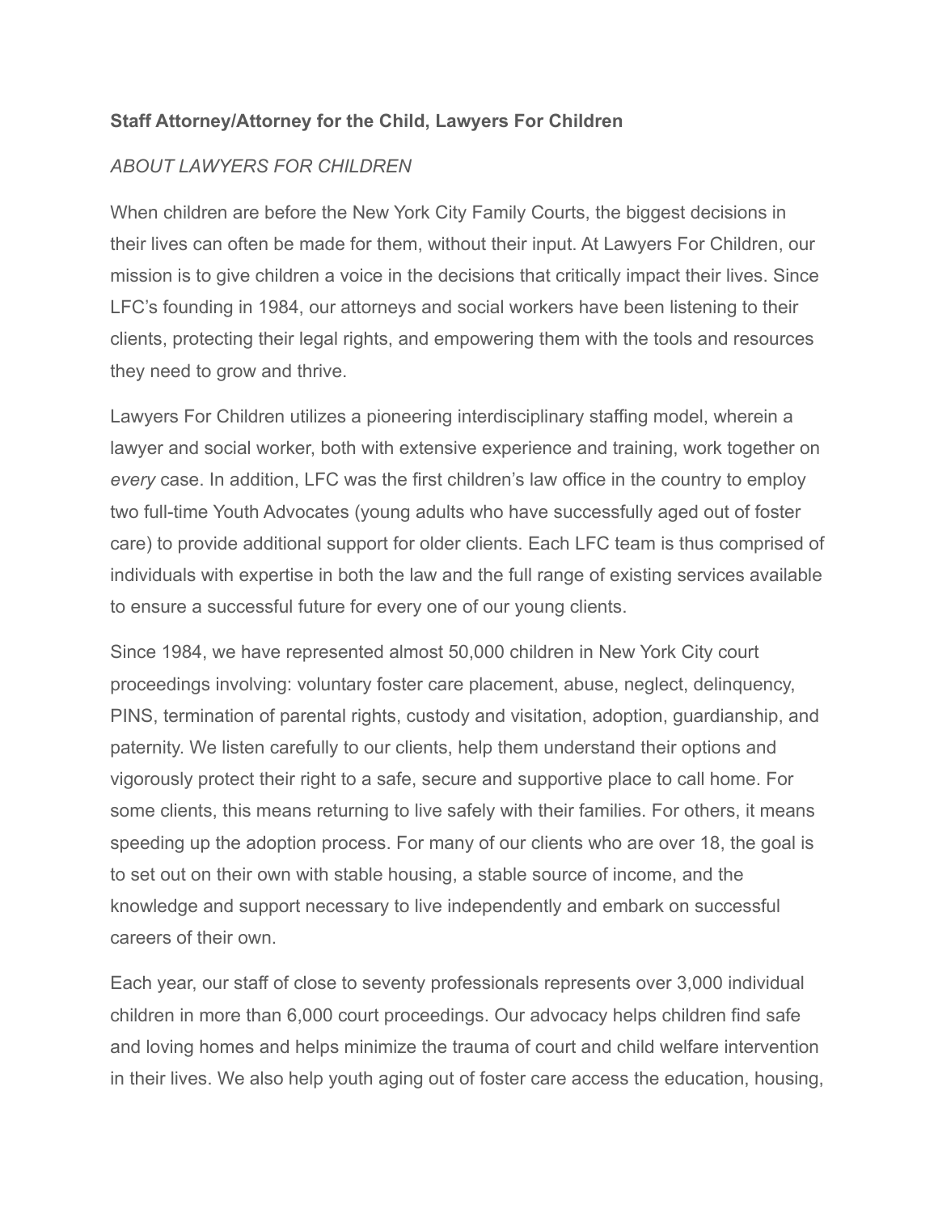**Staff Attorney/Attorney for the Child, Lawyers For Children**

*ABOUT LAWYERS FOR CHILDREN*

When children are before the New York City Family Courts, the biggest decisions in their lives can often be made for them, without their input. At Lawyers For Children, our mission is to give children a voice in the decisions that critically impact their lives. Since LFC's founding in 1984, our attorneys and social workers have been listening to their clients, protecting their legal rights, and empowering them with the tools and resources they need to grow and thrive.

Lawyers For Children utilizes a pioneering interdisciplinary staffing model, wherein a lawyer and social worker, both with extensive experience and training, work together on *every* case. In addition, LFC was the first children's law office in the country to employ two full-time Youth Advocates (young adults who have successfully aged out of foster care) to provide additional support for older clients. Each LFC team is thus comprised of individuals with expertise in both the law and the full range of existing services available to ensure a successful future for every one of our young clients.

Since 1984, we have represented almost 50,000 children in New York City court proceedings involving: voluntary foster care placement, abuse, neglect, delinquency, PINS, termination of parental rights, custody and visitation, adoption, guardianship, and paternity. We listen carefully to our clients, help them understand their options and vigorously protect their right to a safe, secure and supportive place to call home. For some clients, this means returning to live safely with their families. For others, it means speeding up the adoption process. For many of our clients who are over 18, the goal is to set out on their own with stable housing, a stable source of income, and the knowledge and support necessary to live independently and embark on successful careers of their own.

Each year, our staff of close to seventy professionals represents over 3,000 individual children in more than 6,000 court proceedings. Our advocacy helps children find safe and loving homes and helps minimize the trauma of court and child welfare intervention in their lives. We also help youth aging out of foster care access the education, housing,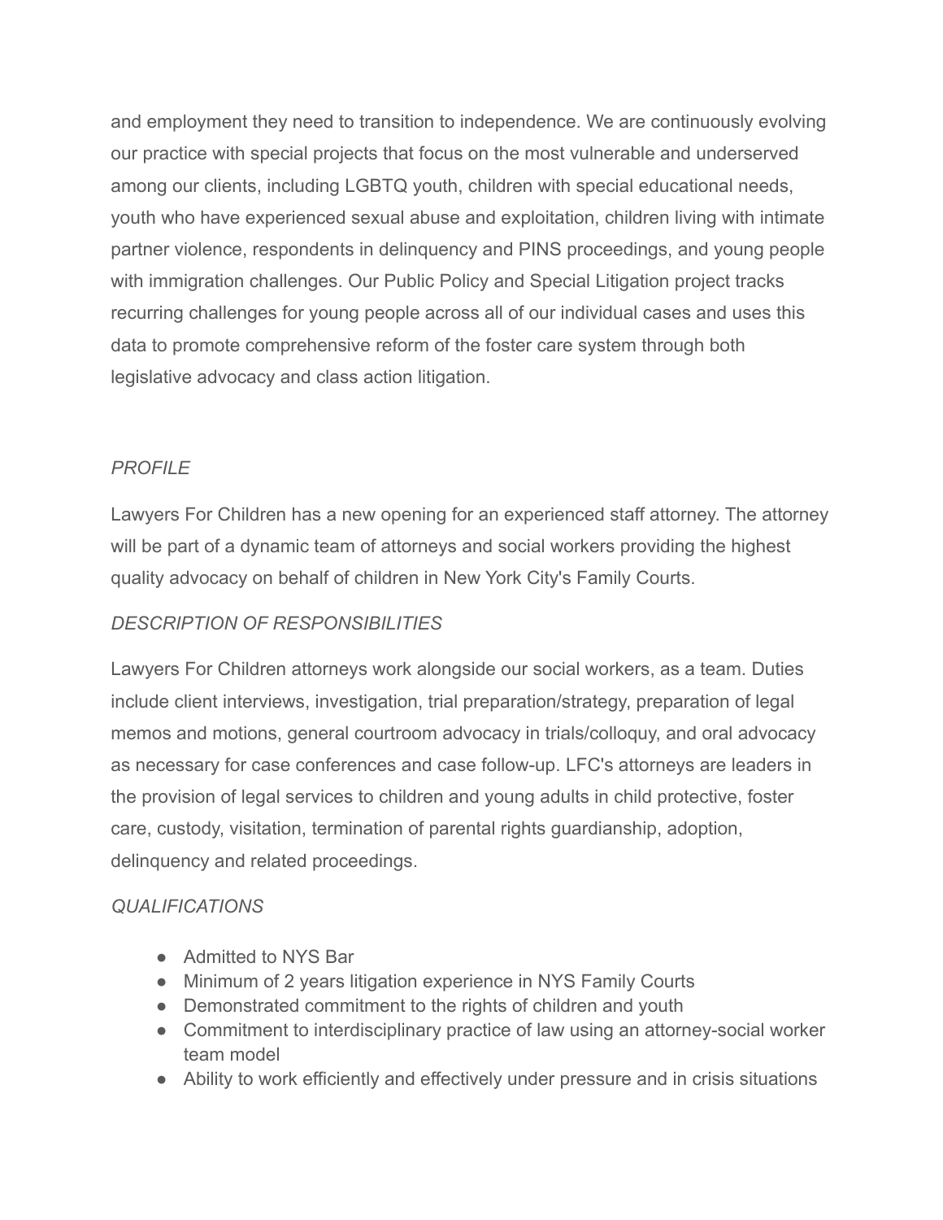and employment they need to transition to independence. We are continuously evolving our practice with special projects that focus on the most vulnerable and underserved among our clients, including LGBTQ youth, children with special educational needs, youth who have experienced sexual abuse and exploitation, children living with intimate partner violence, respondents in delinquency and PINS proceedings, and young people with immigration challenges. Our Public Policy and Special Litigation project tracks recurring challenges for young people across all of our individual cases and uses this data to promote comprehensive reform of the foster care system through both legislative advocacy and class action litigation.

*PROFILE*

Lawyers For Children has a new opening for an experienced staff attorney. The attorney will be part of a dynamic team of attorneys and social workers providing the highest quality advocacy on behalf of children in New York City's Family Courts.

*DESCRIPTION OF RESPONSIBILITIES*

Lawyers For Children attorneys work alongside our social workers, as a team. Duties include client interviews, investigation, trial preparation/strategy, preparation of legal memos and motions, general courtroom advocacy in trials/colloquy, and oral advocacy as necessary for case conferences and case follow-up. LFC's attorneys are leaders in the provision of legal services to children and young adults in child protective, foster care, custody, visitation, termination of parental rights guardianship, adoption, delinquency and related proceedings.

*QUALIFICATIONS*

- Admitted to NYS Bar
- Minimum of 2 years litigation experience in NYS Family Courts
- Demonstrated commitment to the rights of children and youth
- Commitment to interdisciplinary practice of law using an attorney-social worker team model
- Ability to work efficiently and effectively under pressure and in crisis situations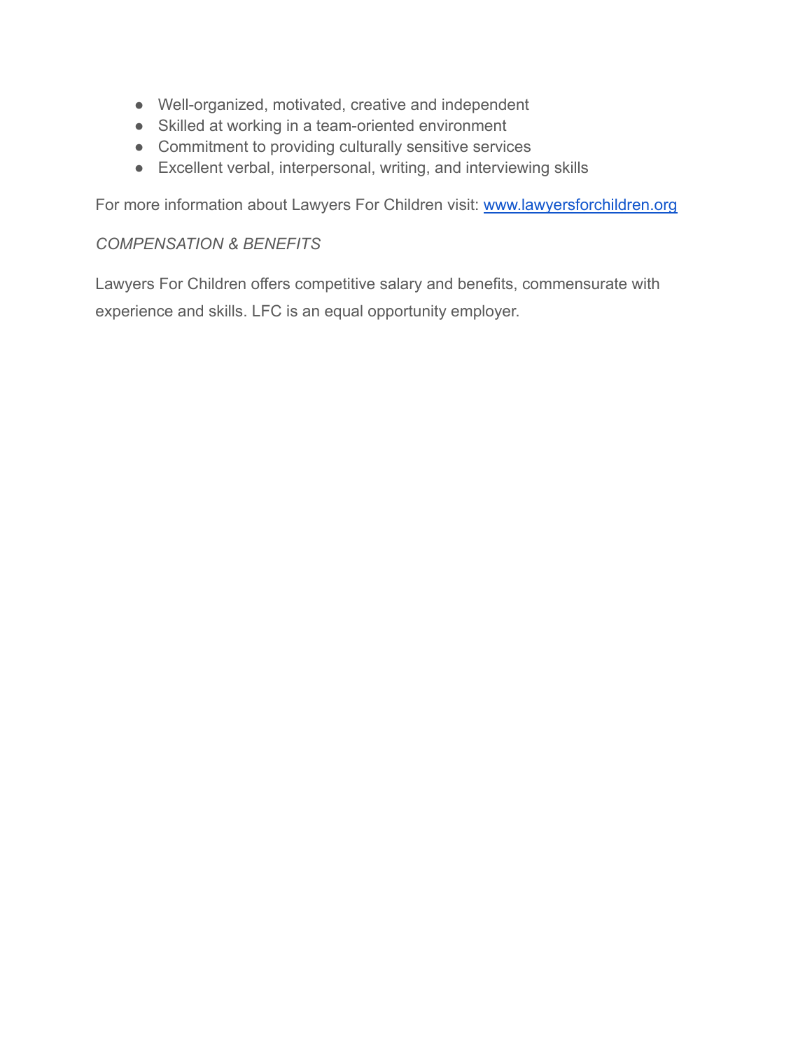- Well-organized, motivated, creative and independent
- Skilled at working in a team-oriented environment
- Commitment to providing culturally sensitive services
- Excellent verbal, interpersonal, writing, and interviewing skills

For more information about Lawyers For Children visit: [www.lawyersforchildren.org](http://www.lawyersforchildren.org)

*COMPENSATION & BENEFITS*

Lawyers For Children offers competitive salary and benefits, commensurate with experience and skills. LFC is an equal opportunity employer.